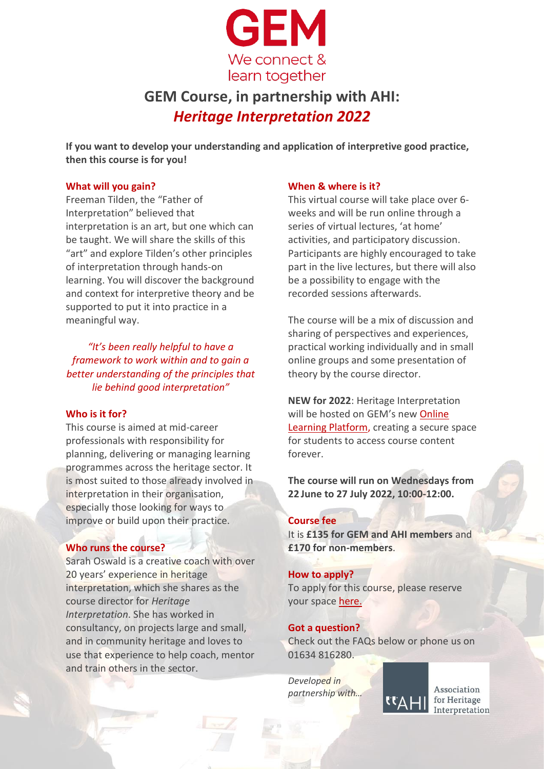# GEM

We connect & learn together

# GEM Course, in partnership with AHI: *Heritage Interpretation 2022*

**If you want to develop your understanding and application of interpretive good practice, then this course is for you!**

## What will you gain?

Freeman Tilden, the "Father of Interpretation" believed that interpretation is an art, but one which can be taught. We will share the skills of this "art" and explore Tilden's other principles of interpretation through hands-on learning. You will discover the background and context for interpretive theory and be supported to put it into practice in a meaningful way.

*"It's been really helpful to have a framework to work within and to gain a better understanding of the principles that lie behind good interpretation"*

## Who is it for?

This course is aimed at mid-career professionals with responsibility for planning, delivering or managing learning programmes across the heritage sector. It is most suited to those already involved in interpretation in their organisation, especially those looking for ways to improve or build upon their practice.

## Who runs the course?

Sarah Oswald is a creative coach with over 20 years' experience in heritage interpretation, which she shares as the course director for *Heritage Interpretation*. She has worked in consultancy, on projects large and small, and in community heritage and loves to use that experience to help coach, mentor and train others in the sector.

## When & where is it?

This virtual course will take place over 6-weeks and will be run online through a series of virtual lectures, 'at home' activities, and participatory discussion. Participants are highly encouraged to take part in the live lectures, but there will also be a possibility to engage with the recorded sessions afterwards.

The course will be a mix of discussion and sharing of perspectives and experiences, practical working individually and in small online groups and some presentation of theory by the course director.

**NEW for 2022**: Heritage Interpretation will be hosted on GEM's new Online Learning Platform, creating a secure space for students to access course content forever.

**The course will run on Wednesdays from 22 June to 27 July 2022, 10:00-12:00.**

## Course fee

It is **£135 for GEM and AHI members** and **£170 for non-members**.

## How to apply?

To apply for this course, please reserve your space here.

## Got a question?

Check out the FAQs below or phone us on 01634 816280.

*Developed in partnership with…*

AHI Association for Heritage Interpretation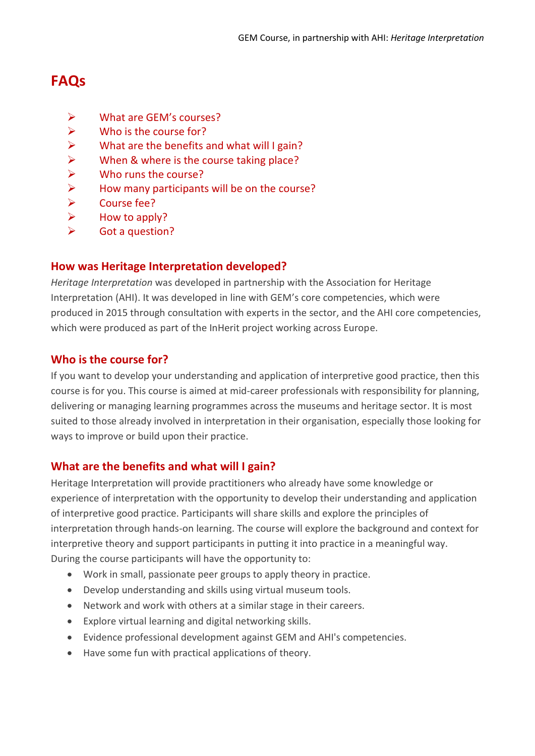# FAQs

- What are GEM's courses?
- Who is the course for?
- What are the benefits and what will I gain?
- When & where is the course taking place?
- Who runs the course?
- How many participants will be on the course?
- Course fee?
- How to apply?
- Got a question?

## How was Heritage Interpretation developed?

*Heritage Interpretation* was developed in partnership with the Association for Heritage Interpretation (AHI). It was developed in line with GEM's core competencies, which were produced in 2015 through consultation with experts in the sector, and the AHI core competencies, which were produced as part of the InHerit project working across Europe.

## Who is the course for?

If you want to develop your understanding and application of interpretive good practice, then this course is for you. This course is aimed at mid-career professionals with responsibility for planning, delivering or managing learning programmes across the museums and heritage sector. It is most suited to those already involved in interpretation in their organisation, especially those looking for ways to improve or build upon their practice.

## What are the benefits and what will I gain?

Heritage Interpretation will provide practitioners who already have some knowledge or experience of interpretation with the opportunity to develop their understanding and application of interpretive good practice. Participants will share skills and explore the principles of interpretation through hands-on learning. The course will explore the background and context for interpretive theory and support participants in putting it into practice in a meaningful way. During the course participants will have the opportunity to:

- Work in small, passionate peer groups to apply theory in practice.
- Develop understanding and skills using virtual museum tools.
- Network and work with others at a similar stage in their careers.
- Explore virtual learning and digital networking skills.
- Evidence professional development against GEM and AHI's competencies.
- Have some fun with practical applications of theory.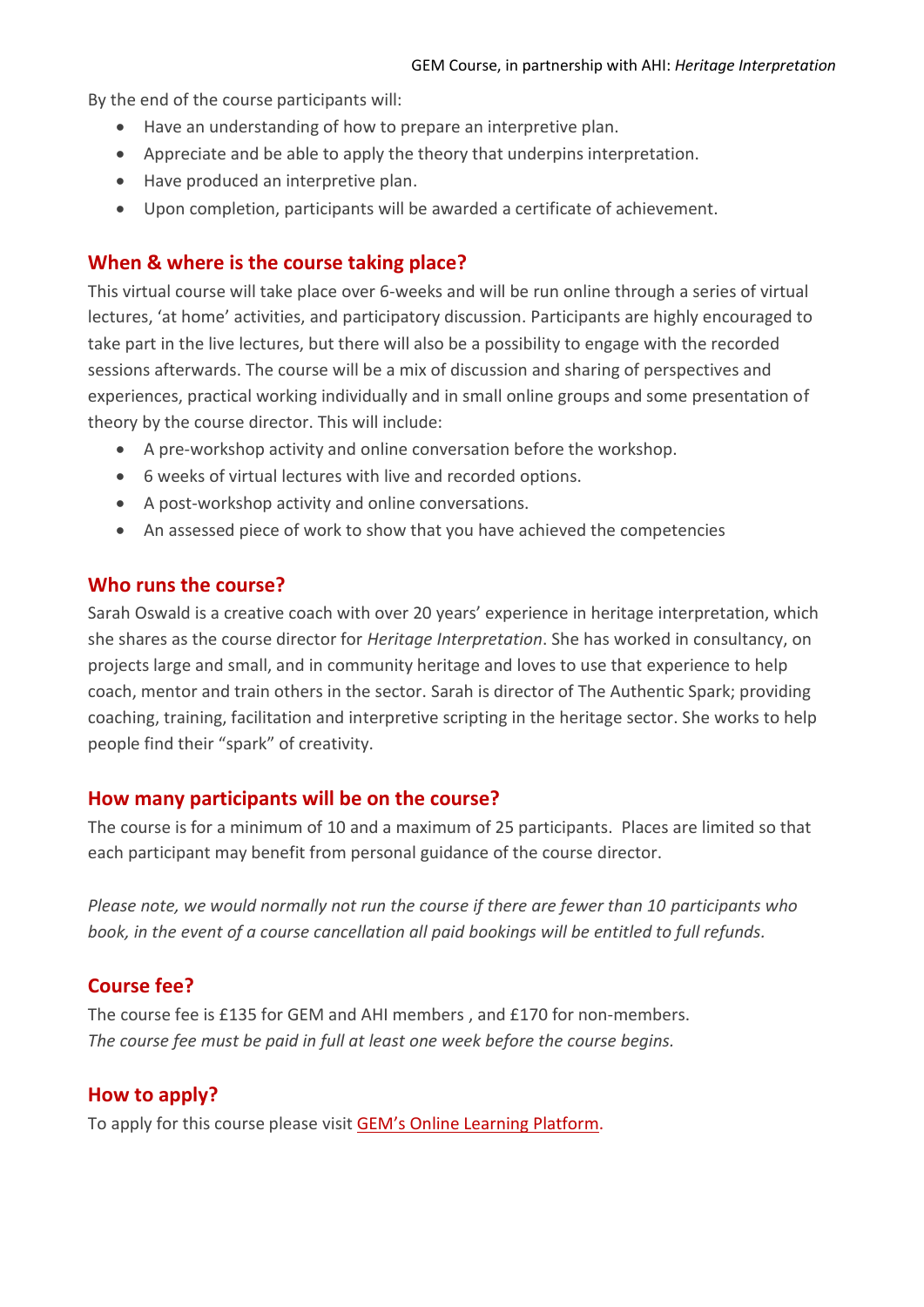By the end of the course participants will:

- Have an understanding of how to prepare an interpretive plan.
- Appreciate and be able to apply the theory that underpins interpretation.
- Have produced an interpretive plan.
- Upon completion, participants will be awarded a certificate of achievement.

## When & where is the course taking place?

This virtual course will take place over 6-weeks and will be run online through a series of virtual lectures, 'at home' activities, and participatory discussion. Participants are highly encouraged to take part in the live lectures, but there will also be a possibility to engage with the recorded sessions afterwards. The course will be a mix of discussion and sharing of perspectives and experiences, practical working individually and in small online groups and some presentation of theory by the course director. This will include:

- A pre-workshop activity and online conversation before the workshop.
- 6 weeks of virtual lectures with live and recorded options.
- A post-workshop activity and online conversations.
- An assessed piece of work to show that you have achieved the competencies

## Who runs the course?

Sarah Oswald is a creative coach with over 20 years' experience in heritage interpretation, which she shares as the course director for *Heritage Interpretation*. She has worked in consultancy, on projects large and small, and in community heritage and loves to use that experience to help coach, mentor and train others in the sector. Sarah is director of The Authentic Spark; providing coaching, training, facilitation and interpretive scripting in the heritage sector. She works to help people find their "spark" of creativity.

## How many participants will be on the course?

The course is for a minimum of 10 and a maximum of 25 participants. Places are limited so that each participant may benefit from personal guidance of the course director.

*Please note, we would normally not run the course if there are fewer than 10 participants who book, in the event of a course cancellation all paid bookings will be entitled to full refunds.*

## Course fee?

The course fee is £135 for GEM and AHI members , and £170 for non-members.
*The course fee must be paid in full at least one week before the course begins.*

## How to apply?

To apply for this course please visit GEM's Online Learning Platform.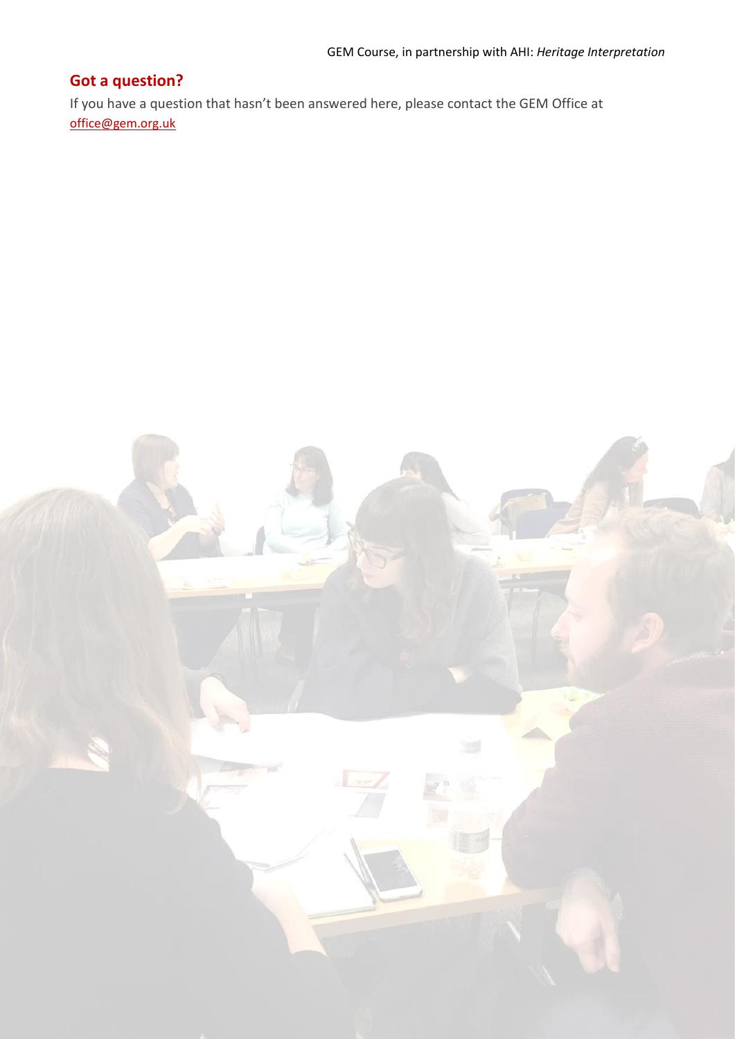## Got a question?

If you have a question that hasn't been answered here, please contact the GEM Office at office@gem.org.uk